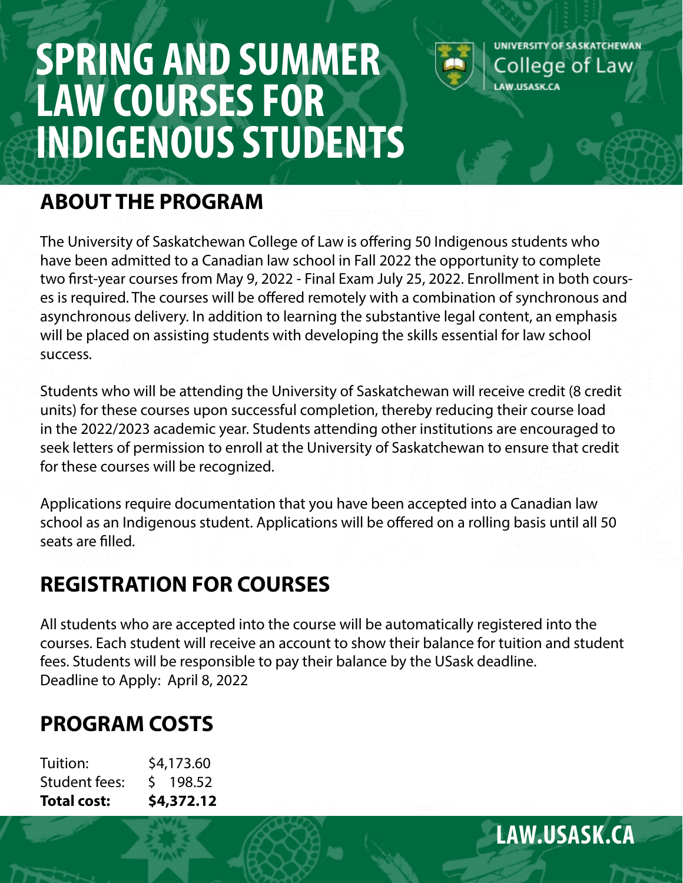# SPRING AND SUMMER LAW COURSES FOR INDIGENOUS STUDENTS

UNIVERSITY OF SASKATCHEWAN
College of Law
LAW.USASK.CA

## ABOUT THE PROGRAM

The University of Saskatchewan College of Law is offering 50 Indigenous students who have been admitted to a Canadian law school in Fall 2022 the opportunity to complete two first-year courses from May 9, 2022 - Final Exam July 25, 2022. Enrollment in both courses is required. The courses will be offered remotely with a combination of synchronous and asynchronous delivery. In addition to learning the substantive legal content, an emphasis will be placed on assisting students with developing the skills essential for law school success.

Students who will be attending the University of Saskatchewan will receive credit (8 credit units) for these courses upon successful completion, thereby reducing their course load in the 2022/2023 academic year. Students attending other institutions are encouraged to seek letters of permission to enroll at the University of Saskatchewan to ensure that credit for these courses will be recognized.

Applications require documentation that you have been accepted into a Canadian law school as an Indigenous student. Applications will be offered on a rolling basis until all 50 seats are filled.

## REGISTRATION FOR COURSES

All students who are accepted into the course will be automatically registered into the courses. Each student will receive an account to show their balance for tuition and student fees. Students will be responsible to pay their balance by the USask deadline.
Deadline to Apply: April 8, 2022

## PROGRAM COSTS

| | |
|---|---|
| Tuition: | $4,173.60 |
| Student fees: | $ 198.52 |
| **Total cost:** | **$4,372.12** |

LAW.USASK.CA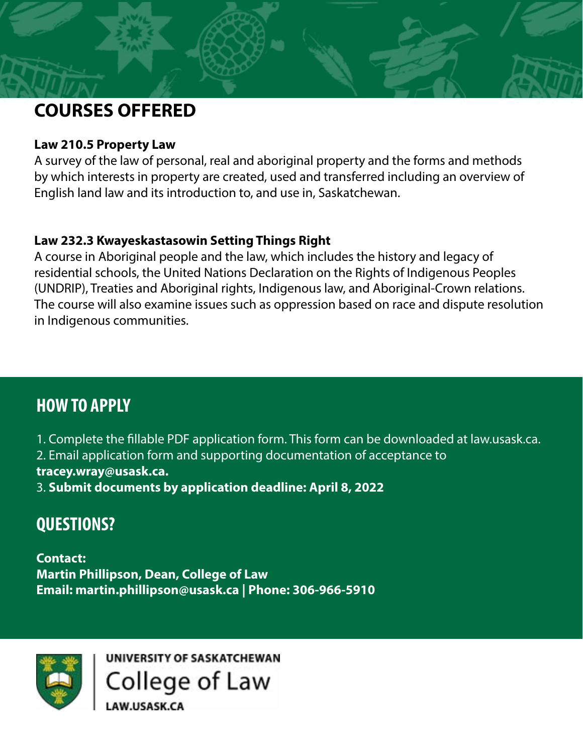## COURSES OFFERED

**Law 210.5 Property Law**
A survey of the law of personal, real and aboriginal property and the forms and methods by which interests in property are created, used and transferred including an overview of English land law and its introduction to, and use in, Saskatchewan.

**Law 232.3 Kwayeskastasowin Setting Things Right**
A course in Aboriginal people and the law, which includes the history and legacy of residential schools, the United Nations Declaration on the Rights of Indigenous Peoples (UNDRIP), Treaties and Aboriginal rights, Indigenous law, and Aboriginal-Crown relations. The course will also examine issues such as oppression based on race and dispute resolution in Indigenous communities.

## HOW TO APPLY

1. Complete the fillable PDF application form. This form can be downloaded at law.usask.ca.
2. Email application form and supporting documentation of acceptance to **tracey.wray@usask.ca.**
3. **Submit documents by application deadline: April 8, 2022**

## QUESTIONS?

**Contact:**
**Martin Phillipson, Dean, College of Law**
**Email: martin.phillipson@usask.ca | Phone: 306-966-5910**

UNIVERSITY OF SASKATCHEWAN
College of Law
LAW.USASK.CA